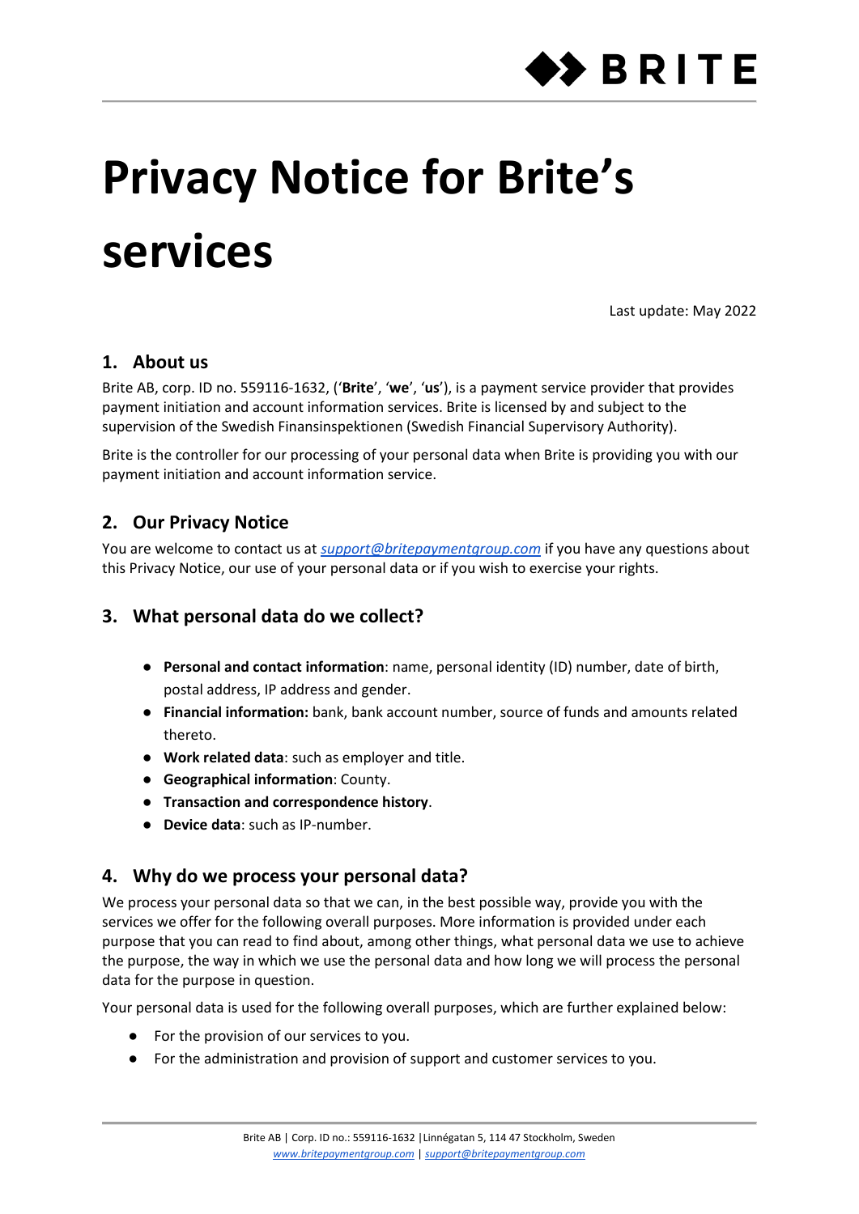# Privacy Notice for Brite's services

Last update: May 2022

## 1. About us

Brite AB, corp. ID no. 559116-1632, ('**Brite**', '**we**', '**us**'), is a payment service provider that provides payment initiation and account information services. Brite is licensed by and subject to the supervision of the Swedish Finansinspektionen (Swedish Financial Supervisory Authority).

Brite is the controller for our processing of your personal data when Brite is providing you with our payment initiation and account information service.

## 2. Our Privacy Notice

You are welcome to contact us at *support@britepaymentgroup.com* if you have any questions about this Privacy Notice, our use of your personal data or if you wish to exercise your rights.

## 3. What personal data do we collect?

- **Personal and contact information**: name, personal identity (ID) number, date of birth, postal address, IP address and gender.
- **Financial information:** bank, bank account number, source of funds and amounts related thereto.
- **Work related data**: such as employer and title.
- **Geographical information**: County.
- **Transaction and correspondence history**.
- **Device data**: such as IP-number.

## 4. Why do we process your personal data?

We process your personal data so that we can, in the best possible way, provide you with the services we offer for the following overall purposes. More information is provided under each purpose that you can read to find about, among other things, what personal data we use to achieve the purpose, the way in which we use the personal data and how long we will process the personal data for the purpose in question.

Your personal data is used for the following overall purposes, which are further explained below:

- For the provision of our services to you.
- For the administration and provision of support and customer services to you.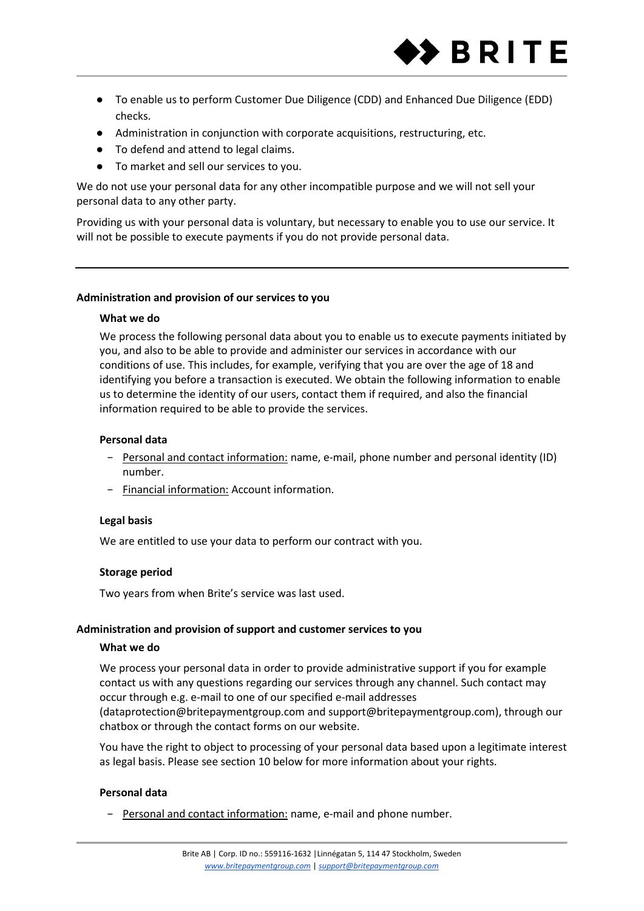- To enable us to perform Customer Due Diligence (CDD) and Enhanced Due Diligence (EDD) checks.
- Administration in conjunction with corporate acquisitions, restructuring, etc.
- To defend and attend to legal claims.
- To market and sell our services to you.

We do not use your personal data for any other incompatible purpose and we will not sell your personal data to any other party.

Providing us with your personal data is voluntary, but necessary to enable you to use our service. It will not be possible to execute payments if you do not provide personal data.

---

**Administration and provision of our services to you**

**What we do**

We process the following personal data about you to enable us to execute payments initiated by you, and also to be able to provide and administer our services in accordance with our conditions of use. This includes, for example, verifying that you are over the age of 18 and identifying you before a transaction is executed. We obtain the following information to enable us to determine the identity of our users, contact them if required, and also the financial information required to be able to provide the services.

**Personal data**

- Personal and contact information: name, e-mail, phone number and personal identity (ID) number.
- Financial information: Account information.

**Legal basis**

We are entitled to use your data to perform our contract with you.

**Storage period**

Two years from when Brite's service was last used.

**Administration and provision of support and customer services to you**

**What we do**

We process your personal data in order to provide administrative support if you for example contact us with any questions regarding our services through any channel. Such contact may occur through e.g. e-mail to one of our specified e-mail addresses (dataprotection@britepaymentgroup.com and support@britepaymentgroup.com), through our chatbox or through the contact forms on our website.

You have the right to object to processing of your personal data based upon a legitimate interest as legal basis. Please see section 10 below for more information about your rights.

**Personal data**

- Personal and contact information: name, e-mail and phone number.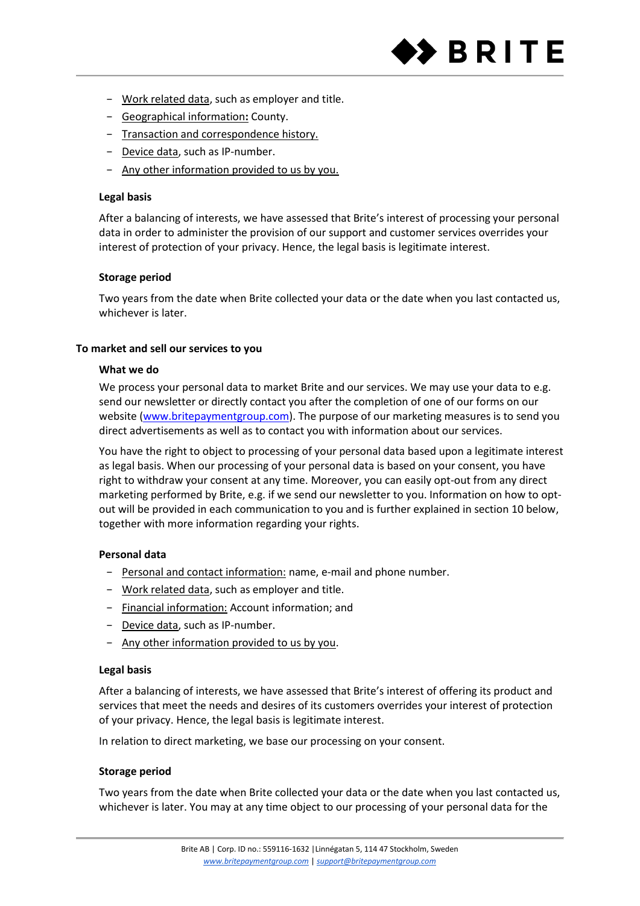- Work related data, such as employer and title.
- Geographical information**:** County.
- Transaction and correspondence history.
- Device data, such as IP-number.
- Any other information provided to us by you.

**Legal basis**

After a balancing of interests, we have assessed that Brite's interest of processing your personal data in order to administer the provision of our support and customer services overrides your interest of protection of your privacy. Hence, the legal basis is legitimate interest.

**Storage period**

Two years from the date when Brite collected your data or the date when you last contacted us, whichever is later.

**To market and sell our services to you**

**What we do**

We process your personal data to market Brite and our services. We may use your data to e.g. send our newsletter or directly contact you after the completion of one of our forms on our website (www.britepaymentgroup.com). The purpose of our marketing measures is to send you direct advertisements as well as to contact you with information about our services.

You have the right to object to processing of your personal data based upon a legitimate interest as legal basis. When our processing of your personal data is based on your consent, you have right to withdraw your consent at any time. Moreover, you can easily opt-out from any direct marketing performed by Brite, e.g. if we send our newsletter to you. Information on how to opt-out will be provided in each communication to you and is further explained in section 10 below, together with more information regarding your rights.

**Personal data**

- Personal and contact information: name, e-mail and phone number.
- Work related data, such as employer and title.
- Financial information: Account information; and
- Device data, such as IP-number.
- Any other information provided to us by you.

**Legal basis**

After a balancing of interests, we have assessed that Brite's interest of offering its product and services that meet the needs and desires of its customers overrides your interest of protection of your privacy. Hence, the legal basis is legitimate interest.

In relation to direct marketing, we base our processing on your consent.

**Storage period**

Two years from the date when Brite collected your data or the date when you last contacted us, whichever is later. You may at any time object to our processing of your personal data for the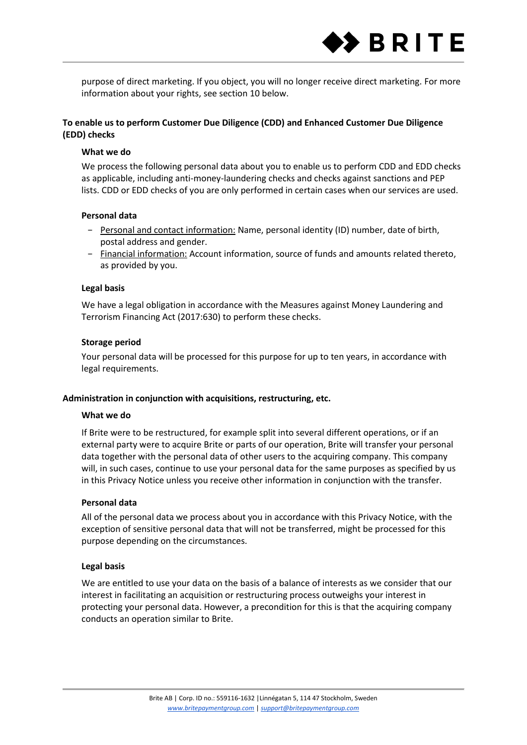purpose of direct marketing. If you object, you will no longer receive direct marketing. For more information about your rights, see section 10 below.

**To enable us to perform Customer Due Diligence (CDD) and Enhanced Customer Due Diligence (EDD) checks**

**What we do**

We process the following personal data about you to enable us to perform CDD and EDD checks as applicable, including anti-money-laundering checks and checks against sanctions and PEP lists. CDD or EDD checks of you are only performed in certain cases when our services are used.

**Personal data**

- Personal and contact information: Name, personal identity (ID) number, date of birth, postal address and gender.
- Financial information: Account information, source of funds and amounts related thereto, as provided by you.

**Legal basis**

We have a legal obligation in accordance with the Measures against Money Laundering and Terrorism Financing Act (2017:630) to perform these checks.

**Storage period**

Your personal data will be processed for this purpose for up to ten years, in accordance with legal requirements.

**Administration in conjunction with acquisitions, restructuring, etc.**

**What we do**

If Brite were to be restructured, for example split into several different operations, or if an external party were to acquire Brite or parts of our operation, Brite will transfer your personal data together with the personal data of other users to the acquiring company. This company will, in such cases, continue to use your personal data for the same purposes as specified by us in this Privacy Notice unless you receive other information in conjunction with the transfer.

**Personal data**

All of the personal data we process about you in accordance with this Privacy Notice, with the exception of sensitive personal data that will not be transferred, might be processed for this purpose depending on the circumstances.

**Legal basis**

We are entitled to use your data on the basis of a balance of interests as we consider that our interest in facilitating an acquisition or restructuring process outweighs your interest in protecting your personal data. However, a precondition for this is that the acquiring company conducts an operation similar to Brite.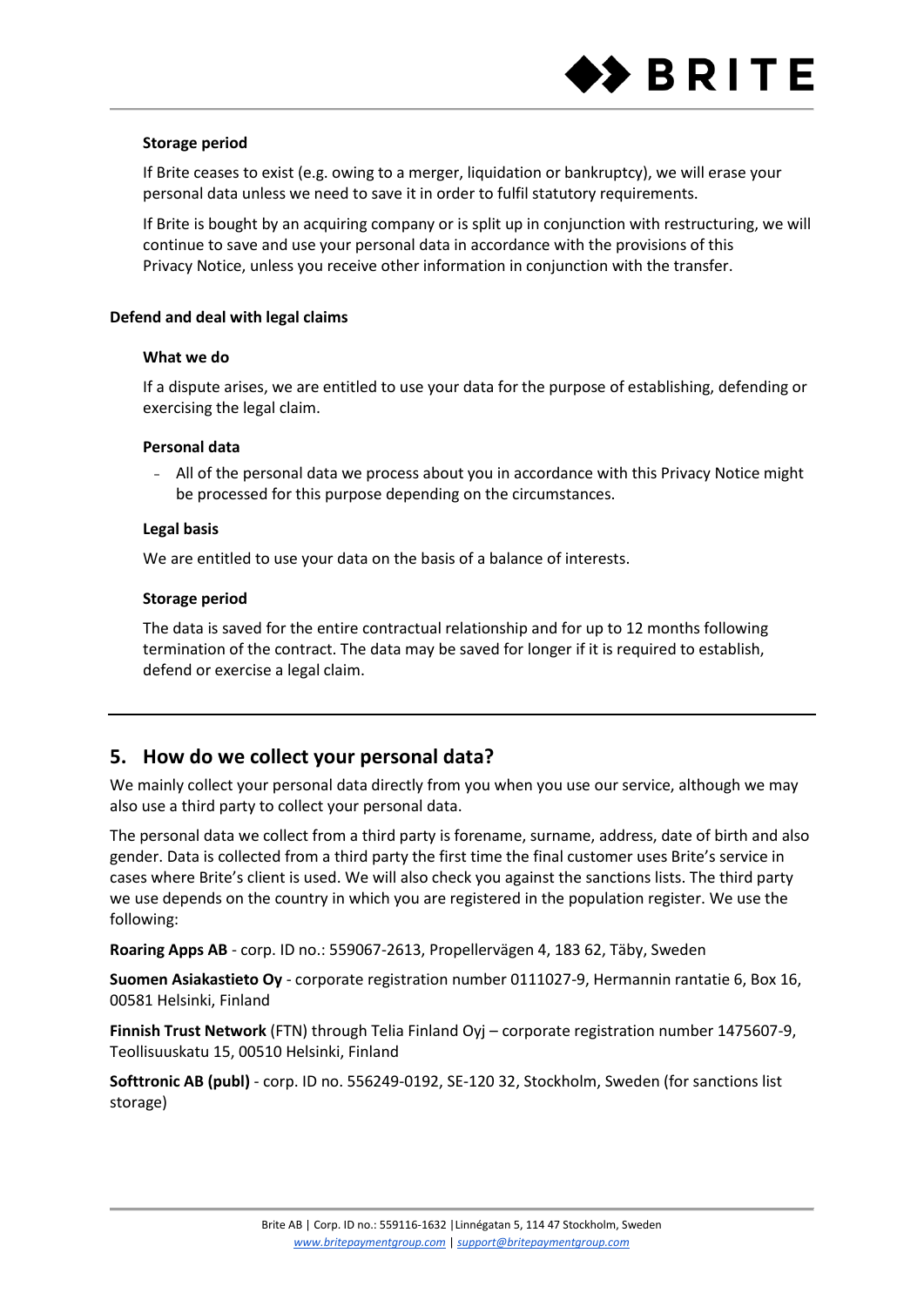#### Storage period

If Brite ceases to exist (e.g. owing to a merger, liquidation or bankruptcy), we will erase your personal data unless we need to save it in order to fulfil statutory requirements.

If Brite is bought by an acquiring company or is split up in conjunction with restructuring, we will continue to save and use your personal data in accordance with the provisions of this Privacy Notice, unless you receive other information in conjunction with the transfer.

### Defend and deal with legal claims

#### What we do

If a dispute arises, we are entitled to use your data for the purpose of establishing, defending or exercising the legal claim.

#### Personal data

- All of the personal data we process about you in accordance with this Privacy Notice might be processed for this purpose depending on the circumstances.

#### Legal basis

We are entitled to use your data on the basis of a balance of interests.

#### Storage period

The data is saved for the entire contractual relationship and for up to 12 months following termination of the contract. The data may be saved for longer if it is required to establish, defend or exercise a legal claim.

---

## 5. How do we collect your personal data?

We mainly collect your personal data directly from you when you use our service, although we may also use a third party to collect your personal data.

The personal data we collect from a third party is forename, surname, address, date of birth and also gender. Data is collected from a third party the first time the final customer uses Brite's service in cases where Brite's client is used. We will also check you against the sanctions lists. The third party we use depends on the country in which you are registered in the population register. We use the following:

**Roaring Apps AB** - corp. ID no.: 559067-2613, Propellervägen 4, 183 62, Täby, Sweden

**Suomen Asiakastieto Oy** - corporate registration number 0111027-9, Hermannin rantatie 6, Box 16, 00581 Helsinki, Finland

**Finnish Trust Network** (FTN) through Telia Finland Oyj – corporate registration number 1475607-9, Teollisuuskatu 15, 00510 Helsinki, Finland

**Softtronic AB (publ)** - corp. ID no. 556249-0192, SE-120 32, Stockholm, Sweden (for sanctions list storage)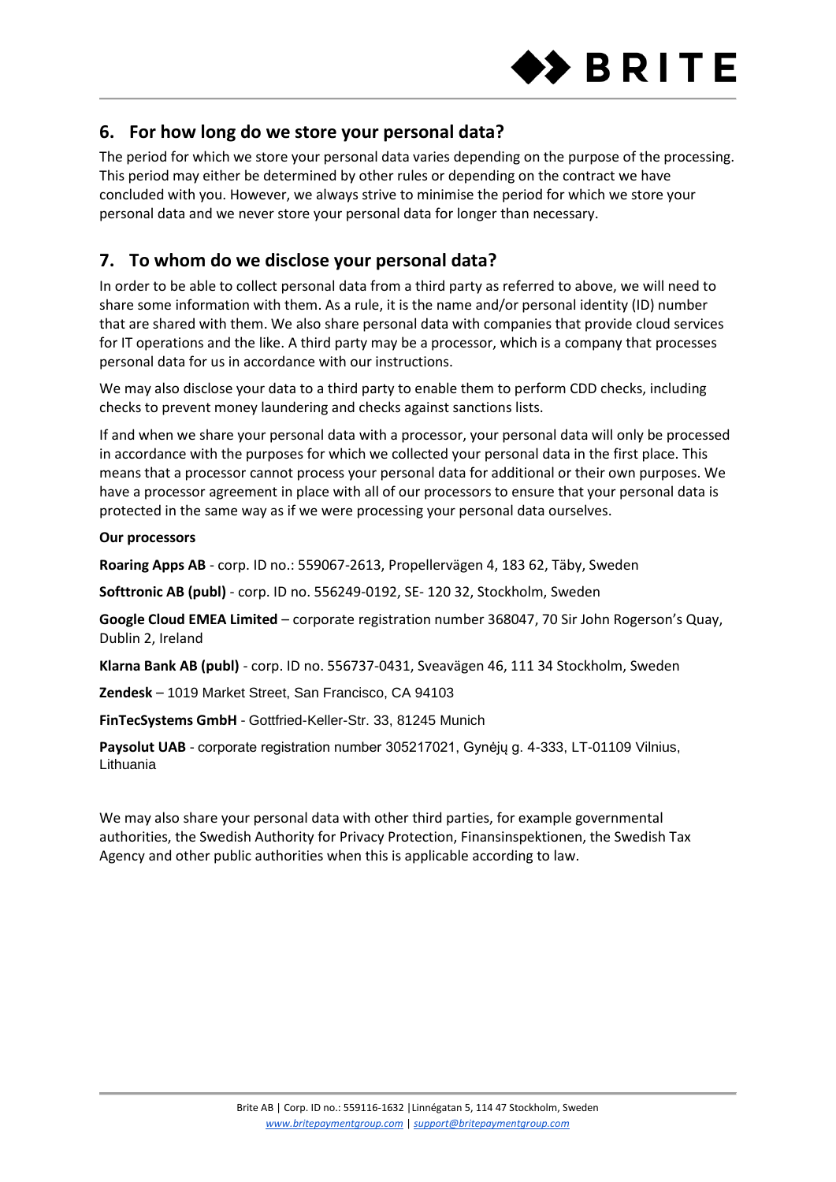## 6. For how long do we store your personal data?

The period for which we store your personal data varies depending on the purpose of the processing. This period may either be determined by other rules or depending on the contract we have concluded with you. However, we always strive to minimise the period for which we store your personal data and we never store your personal data for longer than necessary.

## 7. To whom do we disclose your personal data?

In order to be able to collect personal data from a third party as referred to above, we will need to share some information with them. As a rule, it is the name and/or personal identity (ID) number that are shared with them. We also share personal data with companies that provide cloud services for IT operations and the like. A third party may be a processor, which is a company that processes personal data for us in accordance with our instructions.

We may also disclose your data to a third party to enable them to perform CDD checks, including checks to prevent money laundering and checks against sanctions lists.

If and when we share your personal data with a processor, your personal data will only be processed in accordance with the purposes for which we collected your personal data in the first place. This means that a processor cannot process your personal data for additional or their own purposes. We have a processor agreement in place with all of our processors to ensure that your personal data is protected in the same way as if we were processing your personal data ourselves.

**Our processors**

**Roaring Apps AB** - corp. ID no.: 559067-2613, Propellervägen 4, 183 62, Täby, Sweden

**Softtronic AB (publ)** - corp. ID no. 556249-0192, SE- 120 32, Stockholm, Sweden

**Google Cloud EMEA Limited** – corporate registration number 368047, 70 Sir John Rogerson's Quay, Dublin 2, Ireland

**Klarna Bank AB (publ)** - corp. ID no. 556737-0431, Sveavägen 46, 111 34 Stockholm, Sweden

**Zendesk** – 1019 Market Street, San Francisco, CA 94103

**FinTecSystems GmbH** - Gottfried-Keller-Str. 33, 81245 Munich

**Paysolut UAB** - corporate registration number 305217021, Gynėjų g. 4-333, LT-01109 Vilnius, Lithuania

We may also share your personal data with other third parties, for example governmental authorities, the Swedish Authority for Privacy Protection, Finansinspektionen, the Swedish Tax Agency and other public authorities when this is applicable according to law.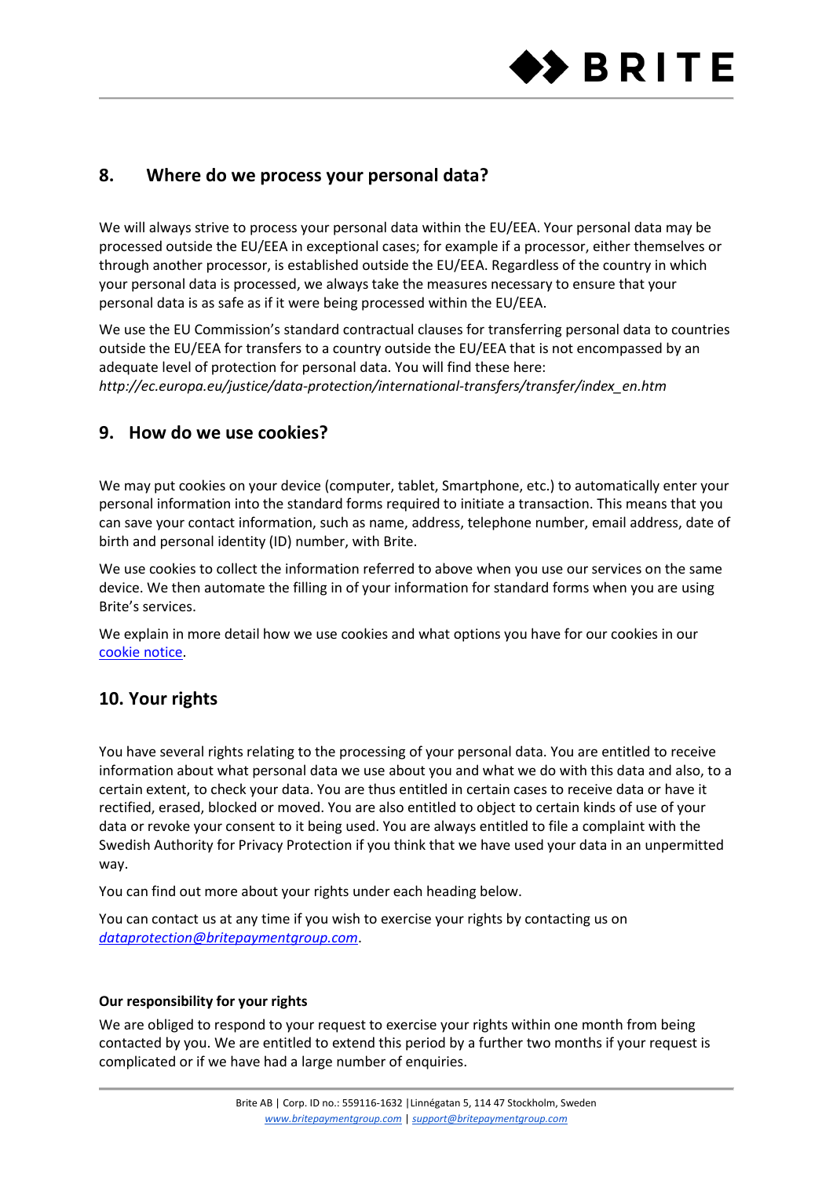## 8. Where do we process your personal data?

We will always strive to process your personal data within the EU/EEA. Your personal data may be processed outside the EU/EEA in exceptional cases; for example if a processor, either themselves or through another processor, is established outside the EU/EEA. Regardless of the country in which your personal data is processed, we always take the measures necessary to ensure that your personal data is as safe as if it were being processed within the EU/EEA.

We use the EU Commission's standard contractual clauses for transferring personal data to countries outside the EU/EEA for transfers to a country outside the EU/EEA that is not encompassed by an adequate level of protection for personal data. You will find these here: *http://ec.europa.eu/justice/data-protection/international-transfers/transfer/index_en.htm*

## 9. How do we use cookies?

We may put cookies on your device (computer, tablet, Smartphone, etc.) to automatically enter your personal information into the standard forms required to initiate a transaction. This means that you can save your contact information, such as name, address, telephone number, email address, date of birth and personal identity (ID) number, with Brite.

We use cookies to collect the information referred to above when you use our services on the same device. We then automate the filling in of your information for standard forms when you are using Brite's services.

We explain in more detail how we use cookies and what options you have for our cookies in our cookie notice.

## 10. Your rights

You have several rights relating to the processing of your personal data. You are entitled to receive information about what personal data we use about you and what we do with this data and also, to a certain extent, to check your data. You are thus entitled in certain cases to receive data or have it rectified, erased, blocked or moved. You are also entitled to object to certain kinds of use of your data or revoke your consent to it being used. You are always entitled to file a complaint with the Swedish Authority for Privacy Protection if you think that we have used your data in an unpermitted way.

You can find out more about your rights under each heading below.

You can contact us at any time if you wish to exercise your rights by contacting us on *dataprotection@britepaymentgroup.com*.

**Our responsibility for your rights**

We are obliged to respond to your request to exercise your rights within one month from being contacted by you. We are entitled to extend this period by a further two months if your request is complicated or if we have had a large number of enquiries.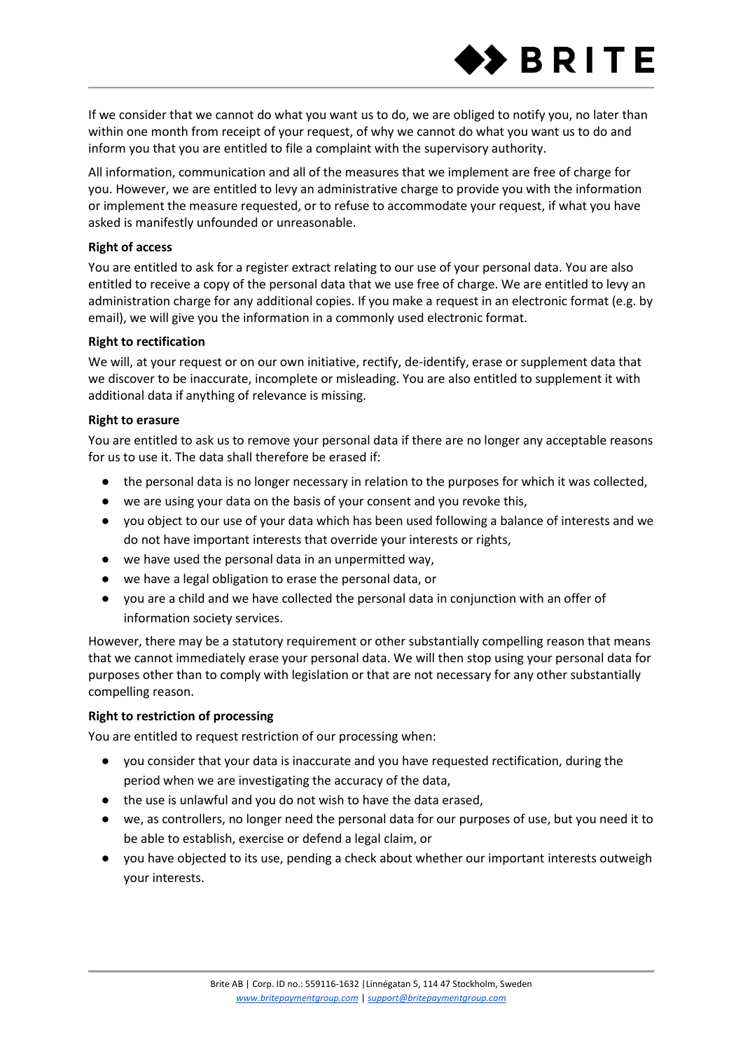If we consider that we cannot do what you want us to do, we are obliged to notify you, no later than within one month from receipt of your request, of why we cannot do what you want us to do and inform you that you are entitled to file a complaint with the supervisory authority.

All information, communication and all of the measures that we implement are free of charge for you. However, we are entitled to levy an administrative charge to provide you with the information or implement the measure requested, or to refuse to accommodate your request, if what you have asked is manifestly unfounded or unreasonable.

**Right of access**

You are entitled to ask for a register extract relating to our use of your personal data. You are also entitled to receive a copy of the personal data that we use free of charge. We are entitled to levy an administration charge for any additional copies. If you make a request in an electronic format (e.g. by email), we will give you the information in a commonly used electronic format.

**Right to rectification**

We will, at your request or on our own initiative, rectify, de-identify, erase or supplement data that we discover to be inaccurate, incomplete or misleading. You are also entitled to supplement it with additional data if anything of relevance is missing.

**Right to erasure**

You are entitled to ask us to remove your personal data if there are no longer any acceptable reasons for us to use it. The data shall therefore be erased if:

- the personal data is no longer necessary in relation to the purposes for which it was collected,
- we are using your data on the basis of your consent and you revoke this,
- you object to our use of your data which has been used following a balance of interests and we do not have important interests that override your interests or rights,
- we have used the personal data in an unpermitted way,
- we have a legal obligation to erase the personal data, or
- you are a child and we have collected the personal data in conjunction with an offer of information society services.

However, there may be a statutory requirement or other substantially compelling reason that means that we cannot immediately erase your personal data. We will then stop using your personal data for purposes other than to comply with legislation or that are not necessary for any other substantially compelling reason.

**Right to restriction of processing**

You are entitled to request restriction of our processing when:

- you consider that your data is inaccurate and you have requested rectification, during the period when we are investigating the accuracy of the data,
- the use is unlawful and you do not wish to have the data erased,
- we, as controllers, no longer need the personal data for our purposes of use, but you need it to be able to establish, exercise or defend a legal claim, or
- you have objected to its use, pending a check about whether our important interests outweigh your interests.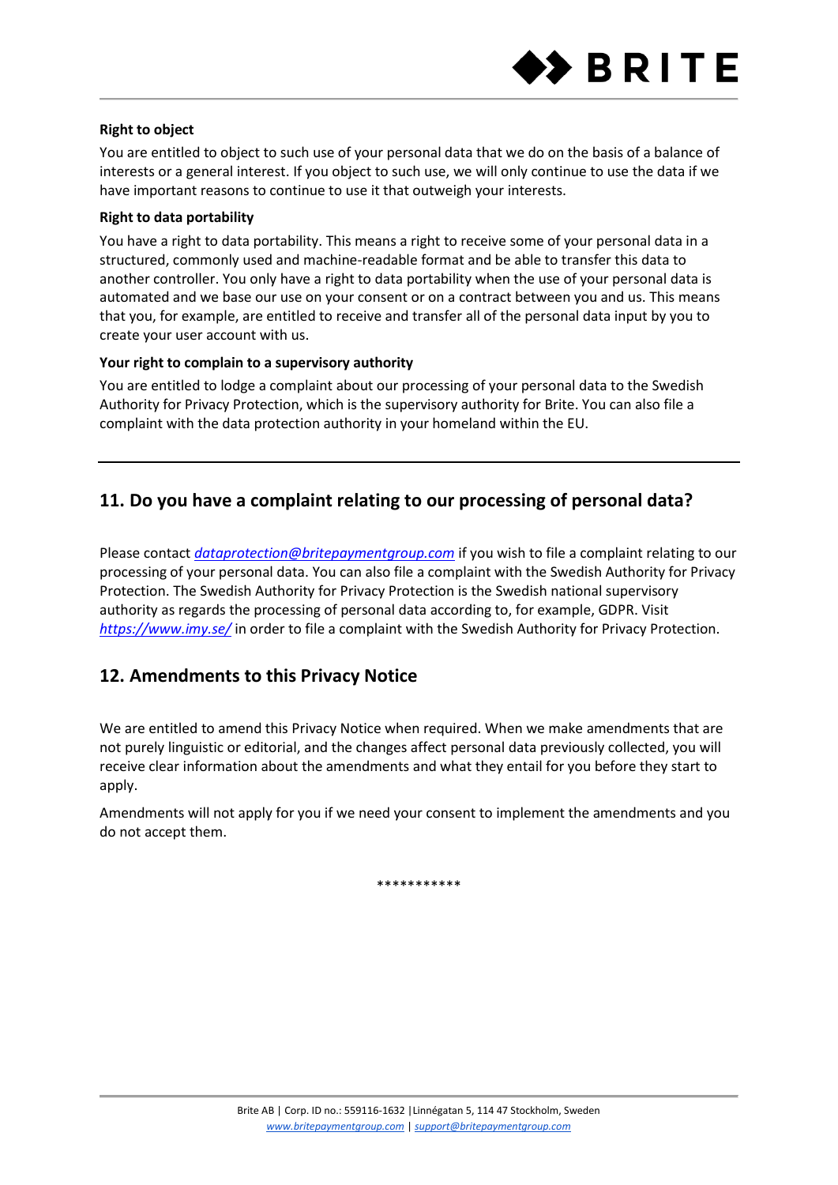**Right to object**

You are entitled to object to such use of your personal data that we do on the basis of a balance of interests or a general interest. If you object to such use, we will only continue to use the data if we have important reasons to continue to use it that outweigh your interests.

**Right to data portability**

You have a right to data portability. This means a right to receive some of your personal data in a structured, commonly used and machine-readable format and be able to transfer this data to another controller. You only have a right to data portability when the use of your personal data is automated and we base our use on your consent or on a contract between you and us. This means that you, for example, are entitled to receive and transfer all of the personal data input by you to create your user account with us.

**Your right to complain to a supervisory authority**

You are entitled to lodge a complaint about our processing of your personal data to the Swedish Authority for Privacy Protection, which is the supervisory authority for Brite. You can also file a complaint with the data protection authority in your homeland within the EU.

---

## 11. Do you have a complaint relating to our processing of personal data?

Please contact *dataprotection@britepaymentgroup.com* if you wish to file a complaint relating to our processing of your personal data. You can also file a complaint with the Swedish Authority for Privacy Protection. The Swedish Authority for Privacy Protection is the Swedish national supervisory authority as regards the processing of personal data according to, for example, GDPR. Visit *https://www.imy.se/* in order to file a complaint with the Swedish Authority for Privacy Protection.

## 12. Amendments to this Privacy Notice

We are entitled to amend this Privacy Notice when required. When we make amendments that are not purely linguistic or editorial, and the changes affect personal data previously collected, you will receive clear information about the amendments and what they entail for you before they start to apply.

Amendments will not apply for you if we need your consent to implement the amendments and you do not accept them.

***********